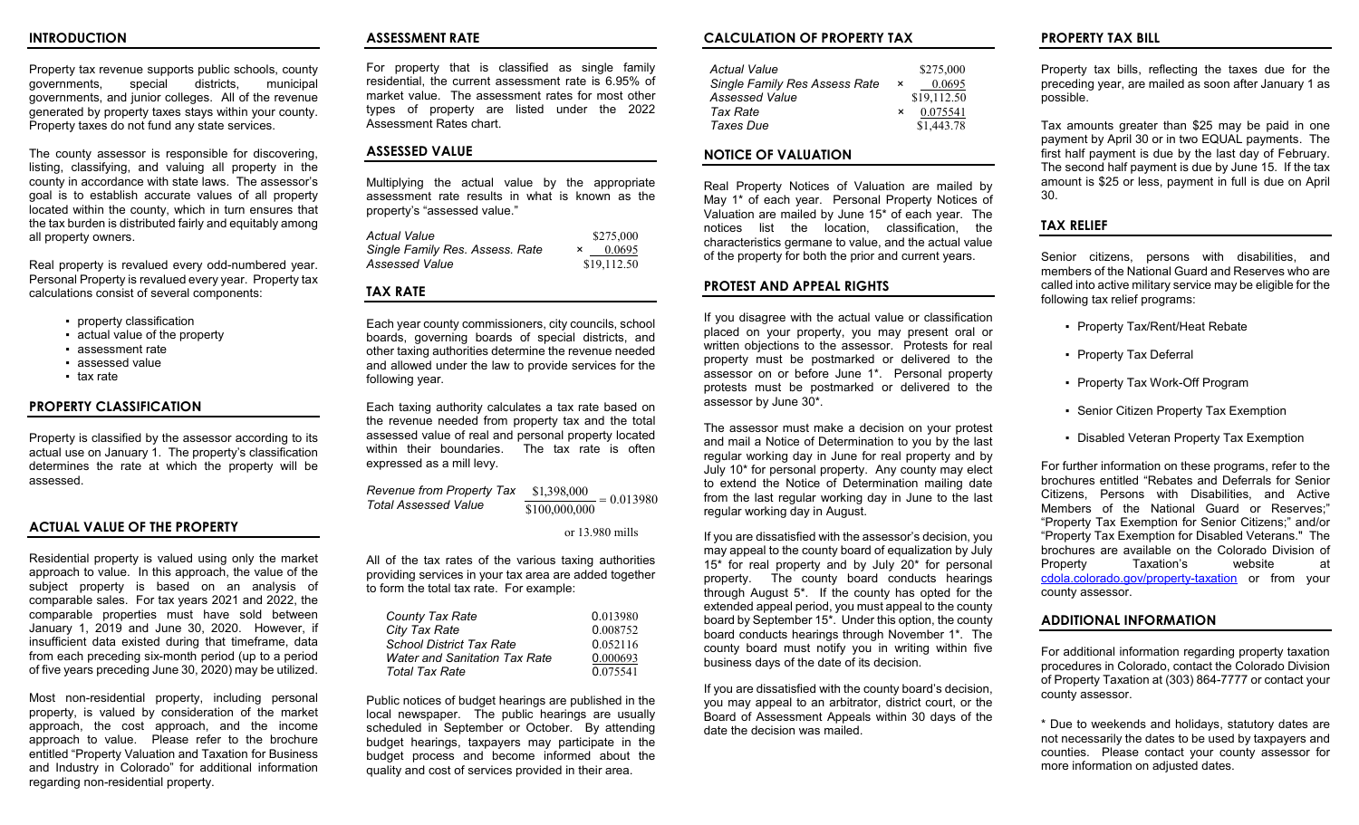## INTRODUCTION

Property tax revenue supports public schools, county governments, special districts, municipal governments, and junior colleges. All of the revenue generated by property taxes stays within your county. Property taxes do not fund any state services.

The county assessor is responsible for discovering, listing, classifying, and valuing all property in the county in accordance with state laws. The assessor's goal is to establish accurate values of all property located within the county, which in turn ensures that the tax burden is distributed fairly and equitably among all property owners.

Real property is revalued every odd-numbered year. Personal Property is revalued every year. Property tax calculations consist of several components:

- property classification
- actual value of the property
- assessment rate
- assessed value
- tax rate

## PROPERTY CLASSIFICATION

Property is classified by the assessor according to its actual use on January 1. The property's classification determines the rate at which the property will be assessed.

## ACTUAL VALUE OF THE PROPERTY

Residential property is valued using only the market approach to value. In this approach, the value of the subject property is based on an analysis of comparable sales. For tax years 2021 and 2022, the comparable properties must have sold between January 1, 2019 and June 30, 2020. However, if insufficient data existed during that timeframe, data from each preceding six-month period (up to a period of five years preceding June 30, 2020) may be utilized.

Most non-residential property, including personal property, is valued by consideration of the market approach, the cost approach, and the income approach to value. Please refer to the brochure entitled "Property Valuation and Taxation for Business and Industry in Colorado" for additional information regarding non-residential property.

## ASSESSMENT RATE

For property that is classified as single family residential, the current assessment rate is 6.95% of market value. The assessment rates for most other types of property are listed under the 2022 Assessment Rates chart.

## ASSESSED VALUE

Multiplying the actual value by the appropriate assessment rate results in what is known as the property's "assessed value."

| | |
|---|---|
| *Actual Value* | $275,000 |
| *Single Family Res. Assess. Rate* | × 0.0695 |
| *Assessed Value* | $19,112.50 |

## TAX RATE

Each year county commissioners, city councils, school boards, governing boards of special districts, and other taxing authorities determine the revenue needed and allowed under the law to provide services for the following year.

Each taxing authority calculates a tax rate based on the revenue needed from property tax and the total assessed value of real and personal property located within their boundaries. The tax rate is often expressed as a mill levy.

$$\frac{\textit{Revenue from Property Tax}}{\textit{Total Assessed Value}} \quad \frac{\$1{,}398{,}000}{\$100{,}000{,}000} = 0.013980$$

or 13.980 mills

All of the tax rates of the various taxing authorities providing services in your tax area are added together to form the total tax rate. For example:

| | |
|---|---|
| *County Tax Rate* | 0.013980 |
| *City Tax Rate* | 0.008752 |
| *School District Tax Rate* | 0.052116 |
| *Water and Sanitation Tax Rate* | 0.000693 |
| *Total Tax Rate* | 0.075541 |

Public notices of budget hearings are published in the local newspaper. The public hearings are usually scheduled in September or October. By attending budget hearings, taxpayers may participate in the budget process and become informed about the quality and cost of services provided in their area.

## CALCULATION OF PROPERTY TAX

| | |
|---|---|
| *Actual Value* | $275,000 |
| *Single Family Res Assess Rate* | × 0.0695 |
| *Assessed Value* | $19,112.50 |
| *Tax Rate* | × 0.075541 |
| *Taxes Due* | $1,443.78 |

## NOTICE OF VALUATION

Real Property Notices of Valuation are mailed by May 1* of each year. Personal Property Notices of Valuation are mailed by June 15* of each year. The notices list the location, classification, the characteristics germane to value, and the actual value of the property for both the prior and current years.

## PROTEST AND APPEAL RIGHTS

If you disagree with the actual value or classification placed on your property, you may present oral or written objections to the assessor. Protests for real property must be postmarked or delivered to the assessor on or before June 1*. Personal property protests must be postmarked or delivered to the assessor by June 30*.

The assessor must make a decision on your protest and mail a Notice of Determination to you by the last regular working day in June for real property and by July 10* for personal property. Any county may elect to extend the Notice of Determination mailing date from the last regular working day in June to the last regular working day in August.

If you are dissatisfied with the assessor's decision, you may appeal to the county board of equalization by July 15* for real property and by July 20* for personal property. The county board conducts hearings through August 5*. If the county has opted for the extended appeal period, you must appeal to the county board by September 15*. Under this option, the county board conducts hearings through November 1*. The county board must notify you in writing within five business days of the date of its decision.

If you are dissatisfied with the county board's decision, you may appeal to an arbitrator, district court, or the Board of Assessment Appeals within 30 days of the date the decision was mailed.

## PROPERTY TAX BILL

Property tax bills, reflecting the taxes due for the preceding year, are mailed as soon after January 1 as possible.

Tax amounts greater than $25 may be paid in one payment by April 30 or in two EQUAL payments. The first half payment is due by the last day of February. The second half payment is due by June 15. If the tax amount is $25 or less, payment in full is due on April 30.

## TAX RELIEF

Senior citizens, persons with disabilities, and members of the National Guard and Reserves who are called into active military service may be eligible for the following tax relief programs:

- Property Tax/Rent/Heat Rebate
- Property Tax Deferral
- Property Tax Work-Off Program
- Senior Citizen Property Tax Exemption
- Disabled Veteran Property Tax Exemption

For further information on these programs, refer to the brochures entitled "Rebates and Deferrals for Senior Citizens, Persons with Disabilities, and Active Members of the National Guard or Reserves;" "Property Tax Exemption for Senior Citizens;" and/or "Property Tax Exemption for Disabled Veterans." The brochures are available on the Colorado Division of Property Taxation's website at cdola.colorado.gov/property-taxation or from your county assessor.

## ADDITIONAL INFORMATION

For additional information regarding property taxation procedures in Colorado, contact the Colorado Division of Property Taxation at (303) 864-7777 or contact your county assessor.

* Due to weekends and holidays, statutory dates are not necessarily the dates to be used by taxpayers and counties. Please contact your county assessor for more information on adjusted dates.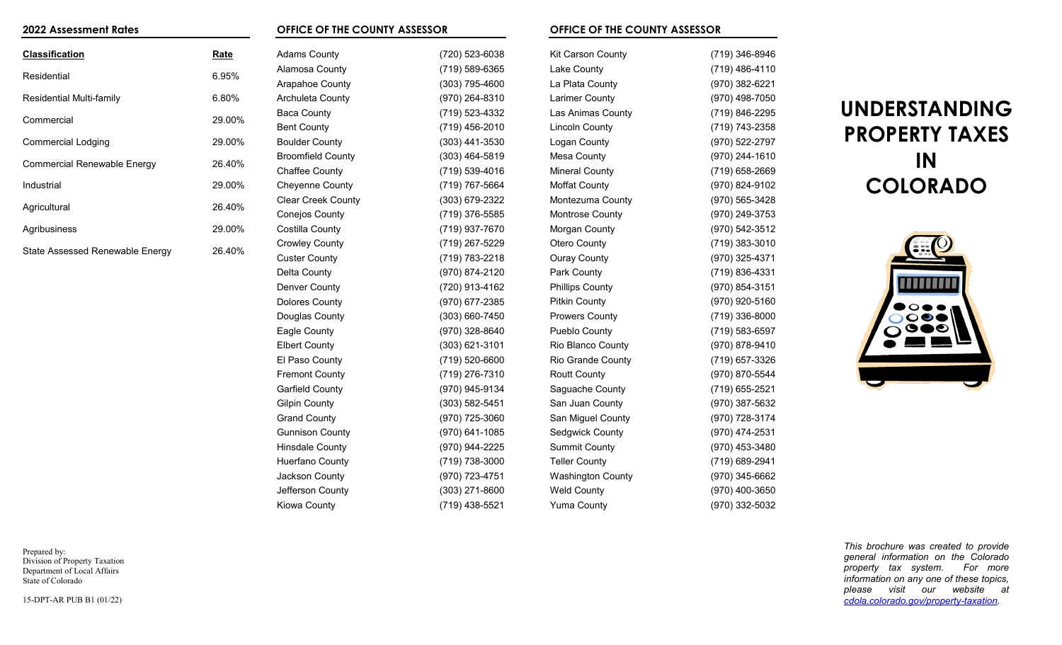## 2022 Assessment Rates

| Classification | Rate |
|---|---|
| Residential | 6.95% |
| Residential Multi-family | 6.80% |
| Commercial | 29.00% |
| Commercial Lodging | 29.00% |
| Commercial Renewable Energy | 26.40% |
| Industrial | 29.00% |
| Agricultural | 26.40% |
| Agribusiness | 29.00% |
| State Assessed Renewable Energy | 26.40% |

## OFFICE OF THE COUNTY ASSESSOR

| | |
|---|---|
| Adams County | (720) 523-6038 |
| Alamosa County | (719) 589-6365 |
| Arapahoe County | (303) 795-4600 |
| Archuleta County | (970) 264-8310 |
| Baca County | (719) 523-4332 |
| Bent County | (719) 456-2010 |
| Boulder County | (303) 441-3530 |
| Broomfield County | (303) 464-5819 |
| Chaffee County | (719) 539-4016 |
| Cheyenne County | (719) 767-5664 |
| Clear Creek County | (303) 679-2322 |
| Conejos County | (719) 376-5585 |
| Costilla County | (719) 937-7670 |
| Crowley County | (719) 267-5229 |
| Custer County | (719) 783-2218 |
| Delta County | (970) 874-2120 |
| Denver County | (720) 913-4162 |
| Dolores County | (970) 677-2385 |
| Douglas County | (303) 660-7450 |
| Eagle County | (970) 328-8640 |
| Elbert County | (303) 621-3101 |
| El Paso County | (719) 520-6600 |
| Fremont County | (719) 276-7310 |
| Garfield County | (970) 945-9134 |
| Gilpin County | (303) 582-5451 |
| Grand County | (970) 725-3060 |
| Gunnison County | (970) 641-1085 |
| Hinsdale County | (970) 944-2225 |
| Huerfano County | (719) 738-3000 |
| Jackson County | (970) 723-4751 |
| Jefferson County | (303) 271-8600 |
| Kiowa County | (719) 438-5521 |

## OFFICE OF THE COUNTY ASSESSOR

| | |
|---|---|
| Kit Carson County | (719) 346-8946 |
| Lake County | (719) 486-4110 |
| La Plata County | (970) 382-6221 |
| Larimer County | (970) 498-7050 |
| Las Animas County | (719) 846-2295 |
| Lincoln County | (719) 743-2358 |
| Logan County | (970) 522-2797 |
| Mesa County | (970) 244-1610 |
| Mineral County | (719) 658-2669 |
| Moffat County | (970) 824-9102 |
| Montezuma County | (970) 565-3428 |
| Montrose County | (970) 249-3753 |
| Morgan County | (970) 542-3512 |
| Otero County | (719) 383-3010 |
| Ouray County | (970) 325-4371 |
| Park County | (719) 836-4331 |
| Phillips County | (970) 854-3151 |
| Pitkin County | (970) 920-5160 |
| Prowers County | (719) 336-8000 |
| Pueblo County | (719) 583-6597 |
| Rio Blanco County | (970) 878-9410 |
| Rio Grande County | (719) 657-3326 |
| Routt County | (970) 870-5544 |
| Saguache County | (719) 655-2521 |
| San Juan County | (970) 387-5632 |
| San Miguel County | (970) 728-3174 |
| Sedgwick County | (970) 474-2531 |
| Summit County | (970) 453-3480 |
| Teller County | (719) 689-2941 |
| Washington County | (970) 345-6662 |
| Weld County | (970) 400-3650 |
| Yuma County | (970) 332-5032 |

Prepared by:
Division of Property Taxation
Department of Local Affairs
State of Colorado

15-DPT-AR PUB B1 (01/22)

# UNDERSTANDING PROPERTY TAXES IN COLORADO

*This brochure was created to provide general information on the Colorado property tax system. For more information on any one of these topics, please visit our website at cdola.colorado.gov/property-taxation.*